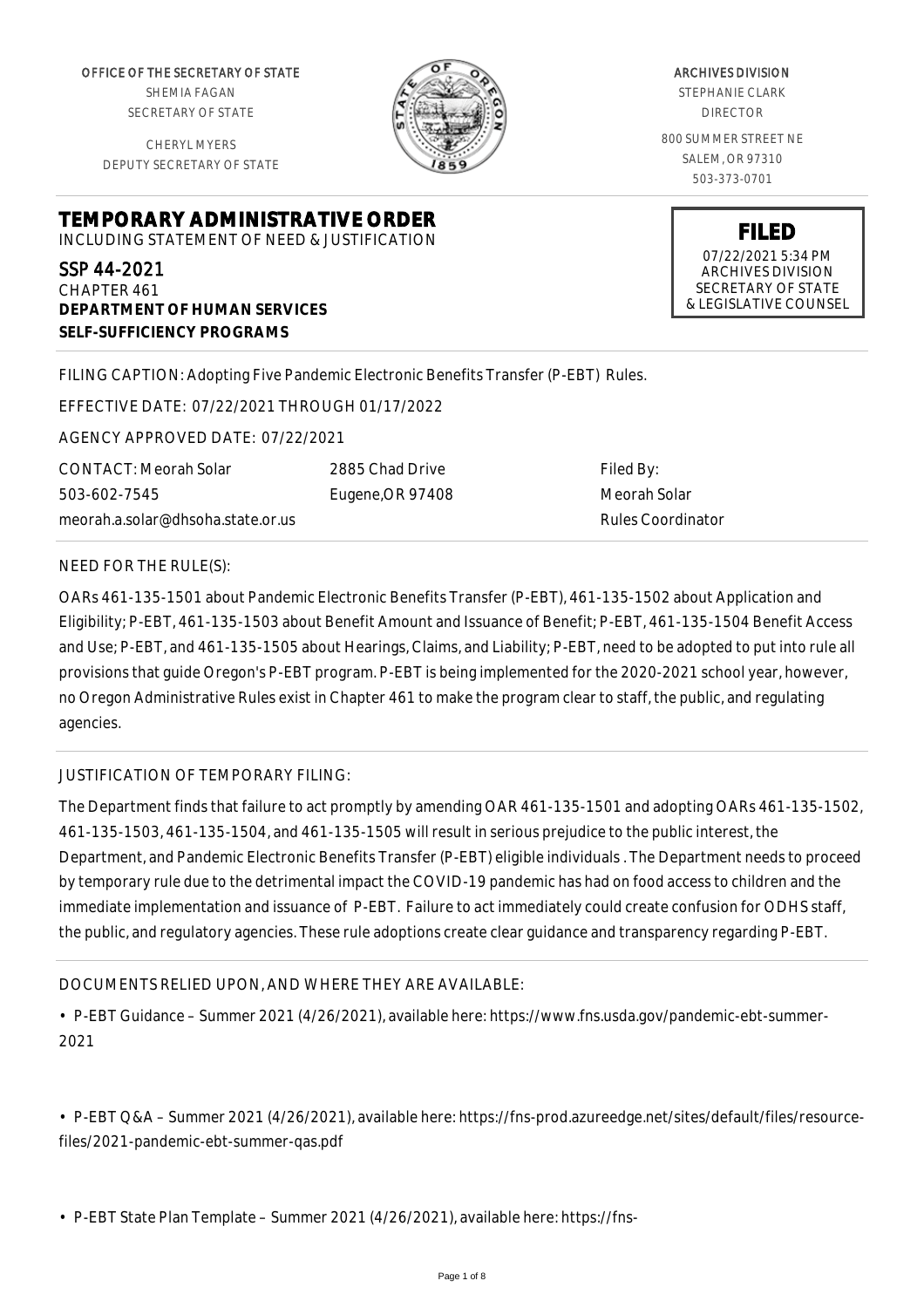OFFICE OF THE SECRETARY OF STATE
SHEMIA FAGAN
SECRETARY OF STATE

CHERYL MYERS
DEPUTY SECRETARY OF STATE

ARCHIVES DIVISION
STEPHANIE CLARK
DIRECTOR

800 SUMMER STREET NE
SALEM, OR 97310
503-373-0701

**FILED**
07/22/2021 5:34 PM
ARCHIVES DIVISION
SECRETARY OF STATE
& LEGISLATIVE COUNSEL

# TEMPORARY ADMINISTRATIVE ORDER

INCLUDING STATEMENT OF NEED & JUSTIFICATION

SSP 44-2021
CHAPTER 461
**DEPARTMENT OF HUMAN SERVICES**
**SELF-SUFFICIENCY PROGRAMS**

FILING CAPTION: Adopting Five Pandemic Electronic Benefits Transfer (P-EBT) Rules.

EFFECTIVE DATE: 07/22/2021 THROUGH 01/17/2022

AGENCY APPROVED DATE: 07/22/2021

CONTACT: Meorah Solar
503-602-7545
meorah.a.solar@dhsoha.state.or.us

2885 Chad Drive
Eugene,OR 97408

Filed By:
Meorah Solar
Rules Coordinator

NEED FOR THE RULE(S):

OARs 461-135-1501 about Pandemic Electronic Benefits Transfer (P-EBT), 461-135-1502 about Application and Eligibility; P-EBT, 461-135-1503 about Benefit Amount and Issuance of Benefit; P-EBT, 461-135-1504 Benefit Access and Use; P-EBT, and 461-135-1505 about Hearings, Claims, and Liability; P-EBT, need to be adopted to put into rule all provisions that guide Oregon's P-EBT program. P-EBT is being implemented for the 2020-2021 school year, however, no Oregon Administrative Rules exist in Chapter 461 to make the program clear to staff, the public, and regulating agencies.

JUSTIFICATION OF TEMPORARY FILING:

The Department finds that failure to act promptly by amending OAR 461-135-1501 and adopting OARs 461-135-1502, 461-135-1503, 461-135-1504, and 461-135-1505 will result in serious prejudice to the public interest, the Department, and Pandemic Electronic Benefits Transfer (P-EBT) eligible individuals . The Department needs to proceed by temporary rule due to the detrimental impact the COVID-19 pandemic has had on food access to children and the immediate implementation and issuance of P-EBT. Failure to act immediately could create confusion for ODHS staff, the public, and regulatory agencies. These rule adoptions create clear guidance and transparency regarding P-EBT.

DOCUMENTS RELIED UPON, AND WHERE THEY ARE AVAILABLE:

• P-EBT Guidance – Summer 2021 (4/26/2021), available here: https://www.fns.usda.gov/pandemic-ebt-summer-2021

• P-EBT Q&A – Summer 2021 (4/26/2021), available here: https://fns-prod.azureedge.net/sites/default/files/resource-files/2021-pandemic-ebt-summer-qas.pdf

• P-EBT State Plan Template – Summer 2021 (4/26/2021), available here: https://fns-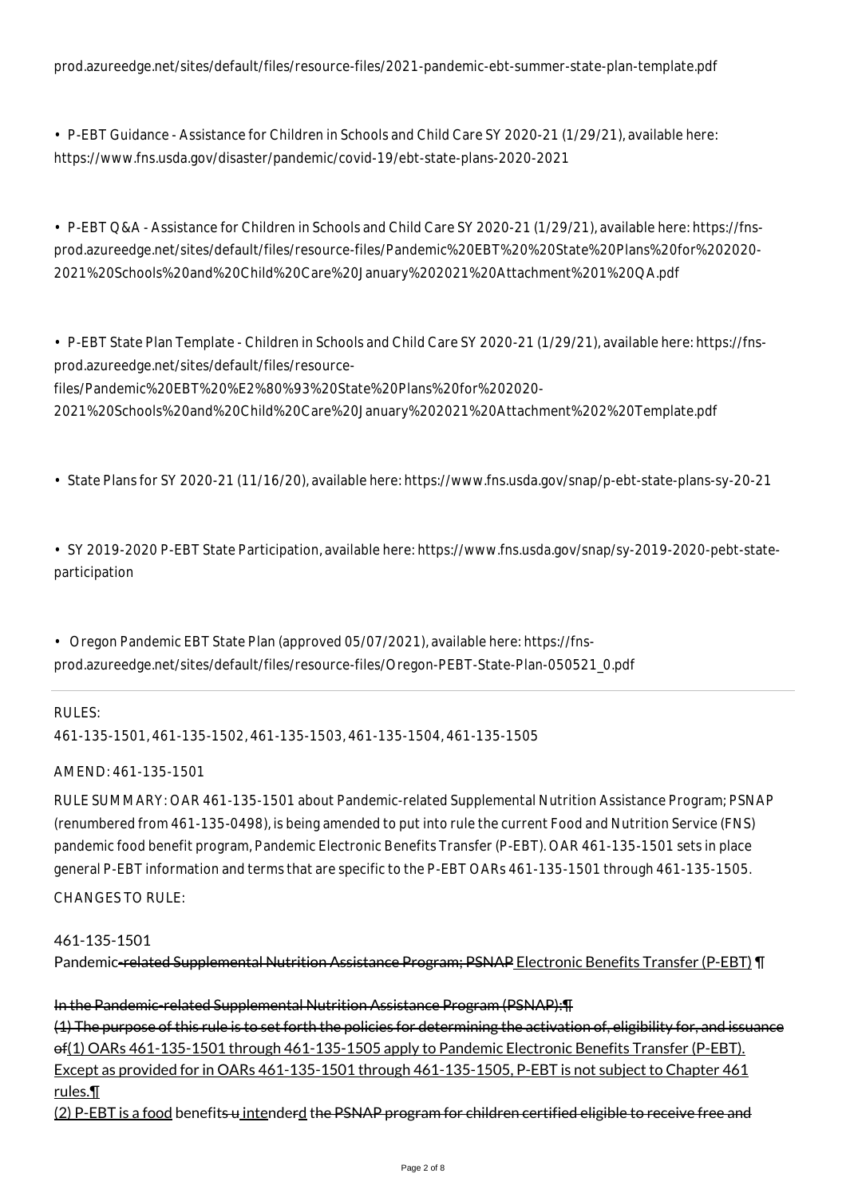prod.azureedge.net/sites/default/files/resource-files/2021-pandemic-ebt-summer-state-plan-template.pdf

• P-EBT Guidance - Assistance for Children in Schools and Child Care SY 2020-21 (1/29/21), available here: https://www.fns.usda.gov/disaster/pandemic/covid-19/ebt-state-plans-2020-2021

• P-EBT Q&A - Assistance for Children in Schools and Child Care SY 2020-21 (1/29/21), available here: https://fns-prod.azureedge.net/sites/default/files/resource-files/Pandemic%20EBT%20%20State%20Plans%20for%202020-2021%20Schools%20and%20Child%20Care%20January%202021%20Attachment%201%20QA.pdf

• P-EBT State Plan Template - Children in Schools and Child Care SY 2020-21 (1/29/21), available here: https://fns-prod.azureedge.net/sites/default/files/resource-files/Pandemic%20EBT%20%E2%80%93%20State%20Plans%20for%202020-2021%20Schools%20and%20Child%20Care%20January%202021%20Attachment%202%20Template.pdf

• State Plans for SY 2020-21 (11/16/20), available here: https://www.fns.usda.gov/snap/p-ebt-state-plans-sy-20-21

• SY 2019-2020 P-EBT State Participation, available here: https://www.fns.usda.gov/snap/sy-2019-2020-pebt-state-participation

• Oregon Pandemic EBT State Plan (approved 05/07/2021), available here: https://fns-prod.azureedge.net/sites/default/files/resource-files/Oregon-PEBT-State-Plan-050521_0.pdf

---

RULES:
461-135-1501, 461-135-1502, 461-135-1503, 461-135-1504, 461-135-1505

AMEND: 461-135-1501

RULE SUMMARY: OAR 461-135-1501 about Pandemic-related Supplemental Nutrition Assistance Program; PSNAP (renumbered from 461-135-0498), is being amended to put into rule the current Food and Nutrition Service (FNS) pandemic food benefit program, Pandemic Electronic Benefits Transfer (P-EBT). OAR 461-135-1501 sets in place general P-EBT information and terms that are specific to the P-EBT OARs 461-135-1501 through 461-135-1505.

CHANGES TO RULE:

461-135-1501
Pandemic~~-related Supplemental Nutrition Assistance Program; PSNAP~~ Electronic Benefits Transfer (P-EBT) ¶

~~In the Pandemic-related Supplemental Nutrition Assistance Program (PSNAP):¶~~
~~(1) The purpose of this rule is to set forth the policies for determining the activation of, eligibility for, and issuance of~~(1) OARs 461-135-1501 through 461-135-1505 apply to Pandemic Electronic Benefits Transfer (P-EBT). Except as provided for in OARs 461-135-1501 through 461-135-1505, P-EBT is not subject to Chapter 461 rules.¶
(2) P-EBT is a food benefits~~u~~ intender~~d~~ ~~the PSNAP program for children certified eligible to receive free and~~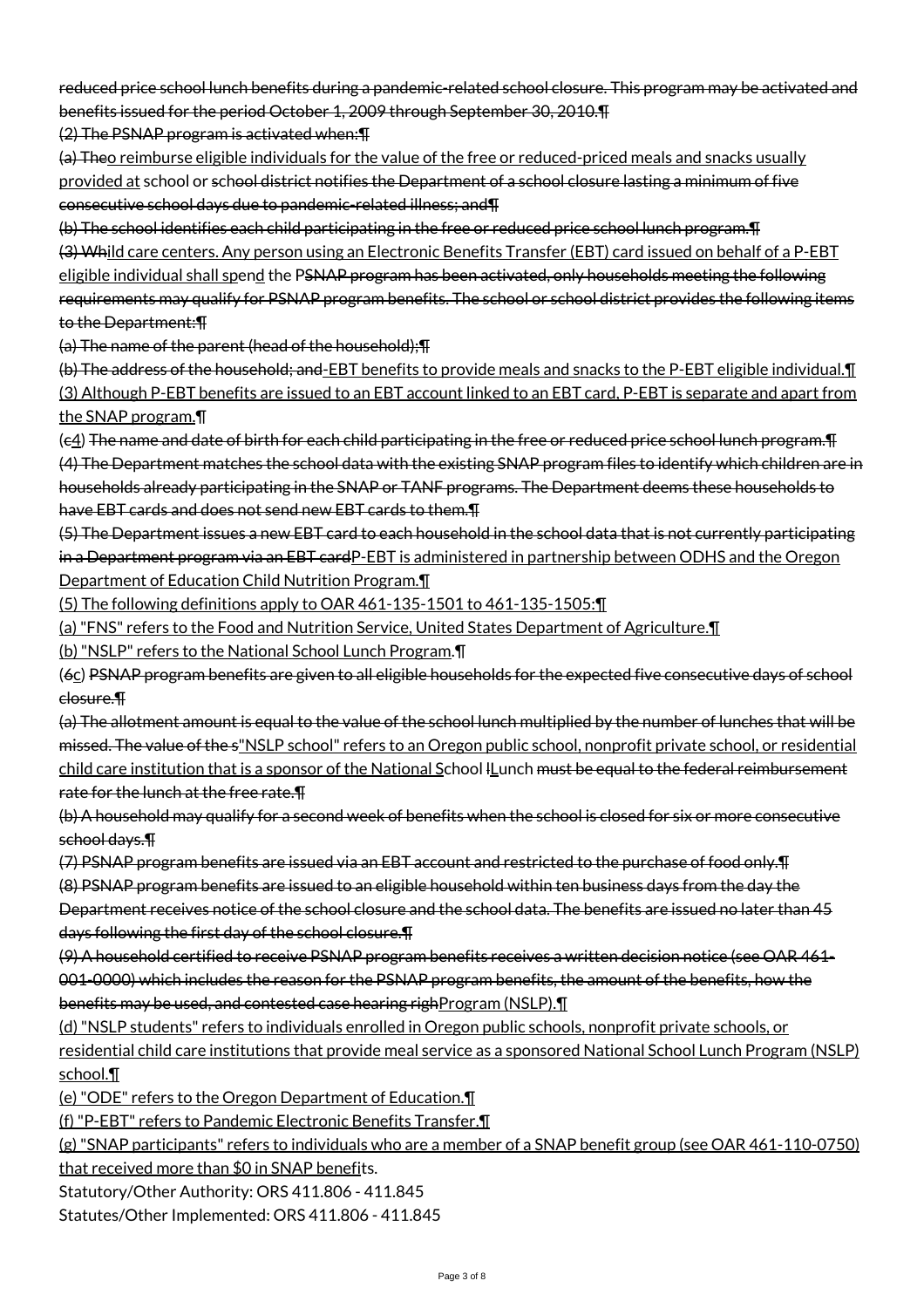~~reduced price school lunch benefits during a pandemic-related school closure. This program may be activated and benefits issued for the period October 1, 2009 through September 30, 2010.~~¶

~~(2) The PSNAP program is activated when:~~¶

~~(a) The~~o reimburse eligible individuals for the value of the free or reduced-priced meals and snacks usually provided at school or sch~~ool district notifies the Department of a school closure lasting a minimum of five consecutive school days due to pandemic-related illness; and~~¶

~~(b) The school identifies each child participating in the free or reduced price school lunch program.~~¶

~~(3) Wh~~ild care centers. Any person using an Electronic Benefits Transfer (EBT) card issued on behalf of a P-EBT eligible individual shall spend the P~~SNAP program has been activated, only households meeting the following requirements may qualify for PSNAP program benefits. The school or school district provides the following items to the Department:~~¶

~~(a) The name of the parent (head of the household);~~¶

~~(b) The address of the household; and~~-EBT benefits to provide meals and snacks to the P-EBT eligible individual.¶

(3) Although P-EBT benefits are issued to an EBT account linked to an EBT card, P-EBT is separate and apart from the SNAP program.¶

(~~c~~4) ~~The name and date of birth for each child participating in the free or reduced price school lunch program.~~¶

~~(4) The Department matches the school data with the existing SNAP program files to identify which children are in households already participating in the SNAP or TANF programs. The Department deems these households to have EBT cards and does not send new EBT cards to them.~~¶

~~(5) The Department issues a new EBT card to each household in the school data that is not currently participating in a Department program via an EBT card~~P-EBT is administered in partnership between ODHS and the Oregon Department of Education Child Nutrition Program.¶

(5) The following definitions apply to OAR 461-135-1501 to 461-135-1505:¶

(a) "FNS" refers to the Food and Nutrition Service, United States Department of Agriculture.¶

(b) "NSLP" refers to the National School Lunch Program.¶

(~~6~~c) ~~PSNAP program benefits are given to all eligible households for the expected five consecutive days of school closure.~~¶

~~(a) The allotment amount is equal to the value of the school lunch multiplied by the number of lunches that will be missed. The value of the s~~"NSLP school" refers to an Oregon public school, nonprofit private school, or residential child care institution that is a sponsor of the National School ~~l~~Lunch ~~must be equal to the federal reimbursement rate for the lunch at the free rate.~~¶

~~(b) A household may qualify for a second week of benefits when the school is closed for six or more consecutive school days.~~¶

~~(7) PSNAP program benefits are issued via an EBT account and restricted to the purchase of food only.~~¶

~~(8) PSNAP program benefits are issued to an eligible household within ten business days from the day the Department receives notice of the school closure and the school data. The benefits are issued no later than 45 days following the first day of the school closure.~~¶

~~(9) A household certified to receive PSNAP program benefits receives a written decision notice (see OAR 461-001-0000) which includes the reason for the PSNAP program benefits, the amount of the benefits, how the benefits may be used, and contested case hearing righ~~Program (NSLP).¶

(d) "NSLP students" refers to individuals enrolled in Oregon public schools, nonprofit private schools, or residential child care institutions that provide meal service as a sponsored National School Lunch Program (NSLP) school.¶

(e) "ODE" refers to the Oregon Department of Education.¶

(f) "P-EBT" refers to Pandemic Electronic Benefits Transfer.¶

(g) "SNAP participants" refers to individuals who are a member of a SNAP benefit group (see OAR 461-110-0750) that received more than $0 in SNAP benefits.

Statutory/Other Authority: ORS 411.806 - 411.845

Statutes/Other Implemented: ORS 411.806 - 411.845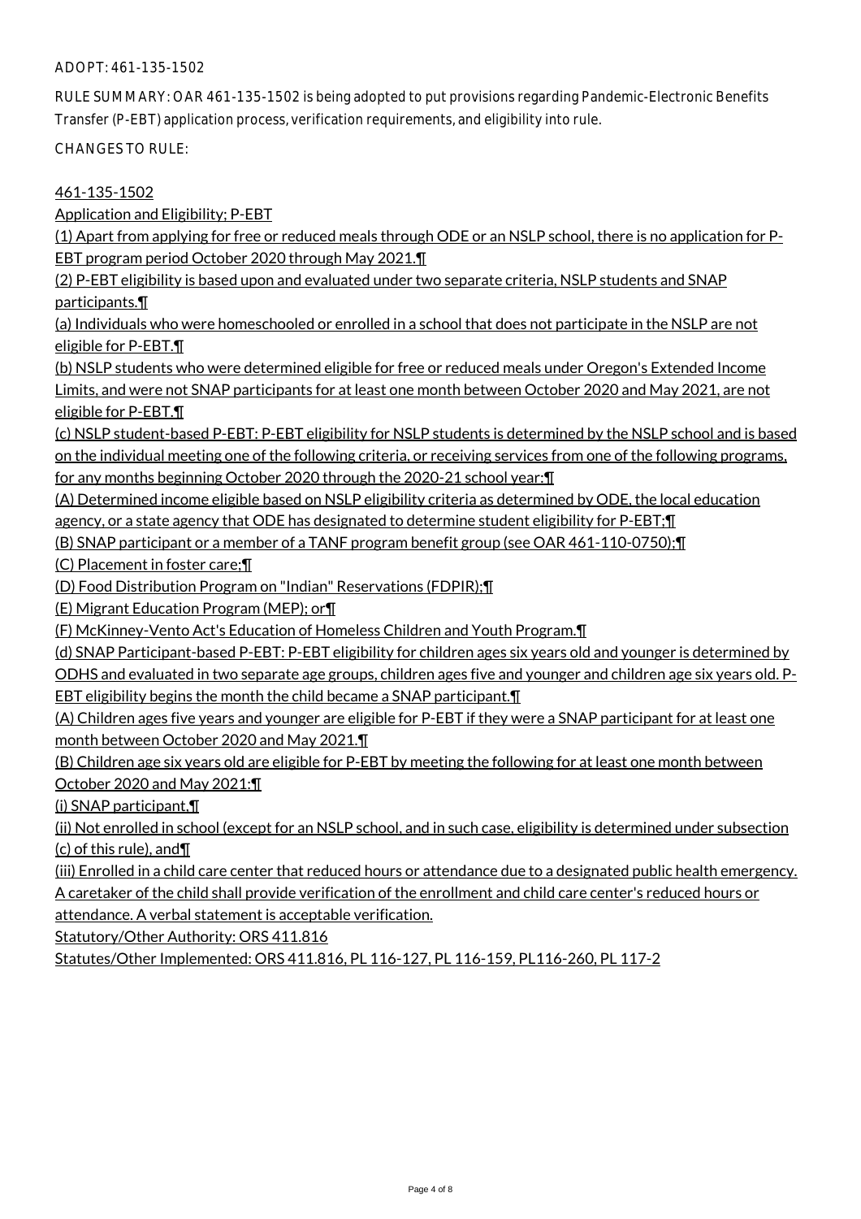ADOPT: 461-135-1502

RULE SUMMARY: OAR 461-135-1502 is being adopted to put provisions regarding Pandemic-Electronic Benefits Transfer (P-EBT) application process, verification requirements, and eligibility into rule.

CHANGES TO RULE:

461-135-1502

Application and Eligibility; P-EBT

(1) Apart from applying for free or reduced meals through ODE or an NSLP school, there is no application for P-EBT program period October 2020 through May 2021.¶

(2) P-EBT eligibility is based upon and evaluated under two separate criteria, NSLP students and SNAP participants.¶

(a) Individuals who were homeschooled or enrolled in a school that does not participate in the NSLP are not eligible for P-EBT.¶

(b) NSLP students who were determined eligible for free or reduced meals under Oregon's Extended Income Limits, and were not SNAP participants for at least one month between October 2020 and May 2021, are not eligible for P-EBT.¶

(c) NSLP student-based P-EBT: P-EBT eligibility for NSLP students is determined by the NSLP school and is based on the individual meeting one of the following criteria, or receiving services from one of the following programs, for any months beginning October 2020 through the 2020-21 school year:¶

(A) Determined income eligible based on NSLP eligibility criteria as determined by ODE, the local education agency, or a state agency that ODE has designated to determine student eligibility for P-EBT;¶

(B) SNAP participant or a member of a TANF program benefit group (see OAR 461-110-0750);¶

(C) Placement in foster care;¶

(D) Food Distribution Program on "Indian" Reservations (FDPIR);¶

(E) Migrant Education Program (MEP); or¶

(F) McKinney-Vento Act's Education of Homeless Children and Youth Program.¶

(d) SNAP Participant-based P-EBT: P-EBT eligibility for children ages six years old and younger is determined by ODHS and evaluated in two separate age groups, children ages five and younger and children age six years old. P-EBT eligibility begins the month the child became a SNAP participant.¶

(A) Children ages five years and younger are eligible for P-EBT if they were a SNAP participant for at least one month between October 2020 and May 2021.¶

(B) Children age six years old are eligible for P-EBT by meeting the following for at least one month between October 2020 and May 2021:¶

(i) SNAP participant,¶

(ii) Not enrolled in school (except for an NSLP school, and in such case, eligibility is determined under subsection (c) of this rule), and¶

(iii) Enrolled in a child care center that reduced hours or attendance due to a designated public health emergency. A caretaker of the child shall provide verification of the enrollment and child care center's reduced hours or attendance. A verbal statement is acceptable verification.

Statutory/Other Authority: ORS 411.816

Statutes/Other Implemented: ORS 411.816, PL 116-127, PL 116-159, PL116-260, PL 117-2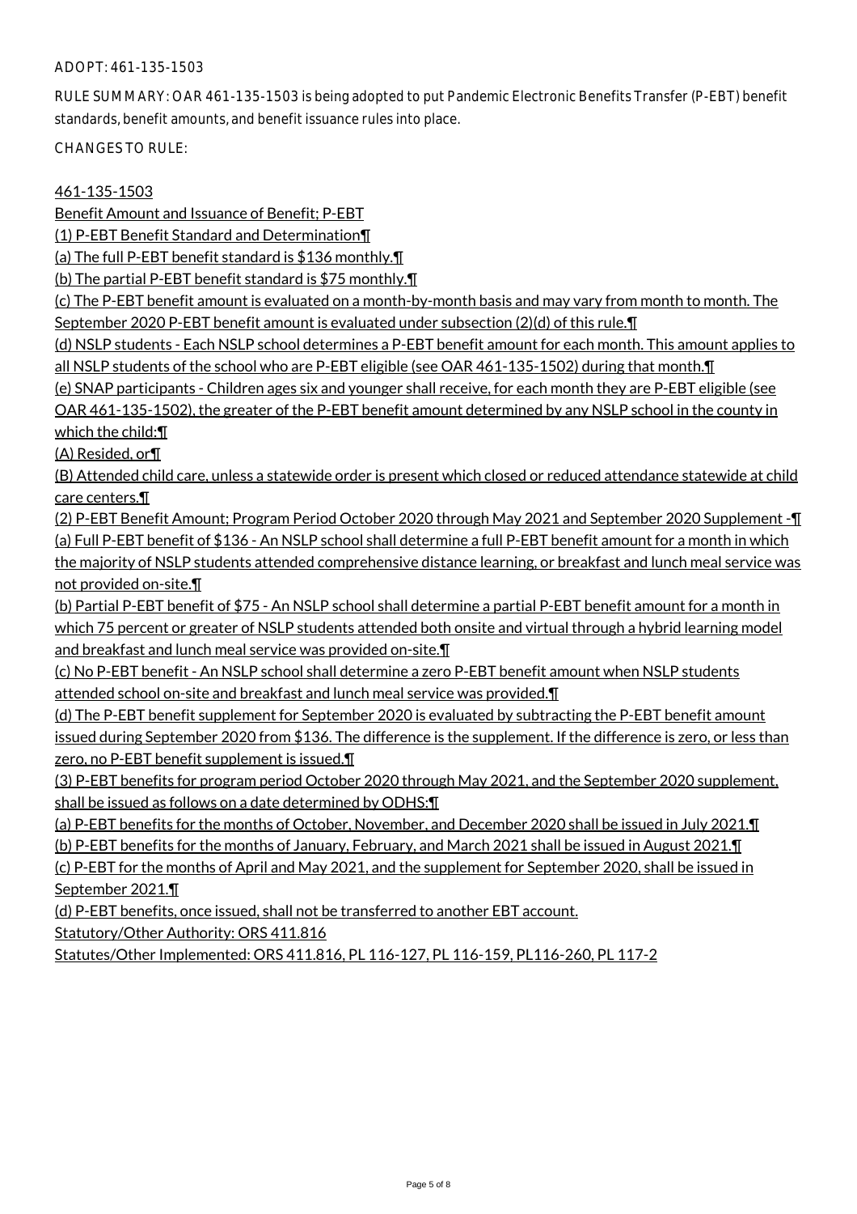ADOPT: 461-135-1503

RULE SUMMARY: OAR 461-135-1503 is being adopted to put Pandemic Electronic Benefits Transfer (P-EBT) benefit standards, benefit amounts, and benefit issuance rules into place.

CHANGES TO RULE:

461-135-1503

Benefit Amount and Issuance of Benefit; P-EBT

(1) P-EBT Benefit Standard and Determination¶

(a) The full P-EBT benefit standard is $136 monthly.¶

(b) The partial P-EBT benefit standard is $75 monthly.¶

(c) The P-EBT benefit amount is evaluated on a month-by-month basis and may vary from month to month. The September 2020 P-EBT benefit amount is evaluated under subsection (2)(d) of this rule.¶

(d) NSLP students - Each NSLP school determines a P-EBT benefit amount for each month. This amount applies to all NSLP students of the school who are P-EBT eligible (see OAR 461-135-1502) during that month.¶

(e) SNAP participants - Children ages six and younger shall receive, for each month they are P-EBT eligible (see OAR 461-135-1502), the greater of the P-EBT benefit amount determined by any NSLP school in the county in which the child:¶

(A) Resided, or¶

(B) Attended child care, unless a statewide order is present which closed or reduced attendance statewide at child care centers.¶

(2) P-EBT Benefit Amount; Program Period October 2020 through May 2021 and September 2020 Supplement -¶

(a) Full P-EBT benefit of $136 - An NSLP school shall determine a full P-EBT benefit amount for a month in which the majority of NSLP students attended comprehensive distance learning, or breakfast and lunch meal service was not provided on-site.¶

(b) Partial P-EBT benefit of $75 - An NSLP school shall determine a partial P-EBT benefit amount for a month in which 75 percent or greater of NSLP students attended both onsite and virtual through a hybrid learning model and breakfast and lunch meal service was provided on-site.¶

(c) No P-EBT benefit - An NSLP school shall determine a zero P-EBT benefit amount when NSLP students attended school on-site and breakfast and lunch meal service was provided.¶

(d) The P-EBT benefit supplement for September 2020 is evaluated by subtracting the P-EBT benefit amount issued during September 2020 from $136. The difference is the supplement. If the difference is zero, or less than zero, no P-EBT benefit supplement is issued.¶

(3) P-EBT benefits for program period October 2020 through May 2021, and the September 2020 supplement, shall be issued as follows on a date determined by ODHS:¶

(a) P-EBT benefits for the months of October, November, and December 2020 shall be issued in July 2021.¶

(b) P-EBT benefits for the months of January, February, and March 2021 shall be issued in August 2021.¶

(c) P-EBT for the months of April and May 2021, and the supplement for September 2020, shall be issued in September 2021.¶

(d) P-EBT benefits, once issued, shall not be transferred to another EBT account.

Statutory/Other Authority: ORS 411.816

Statutes/Other Implemented: ORS 411.816, PL 116-127, PL 116-159, PL116-260, PL 117-2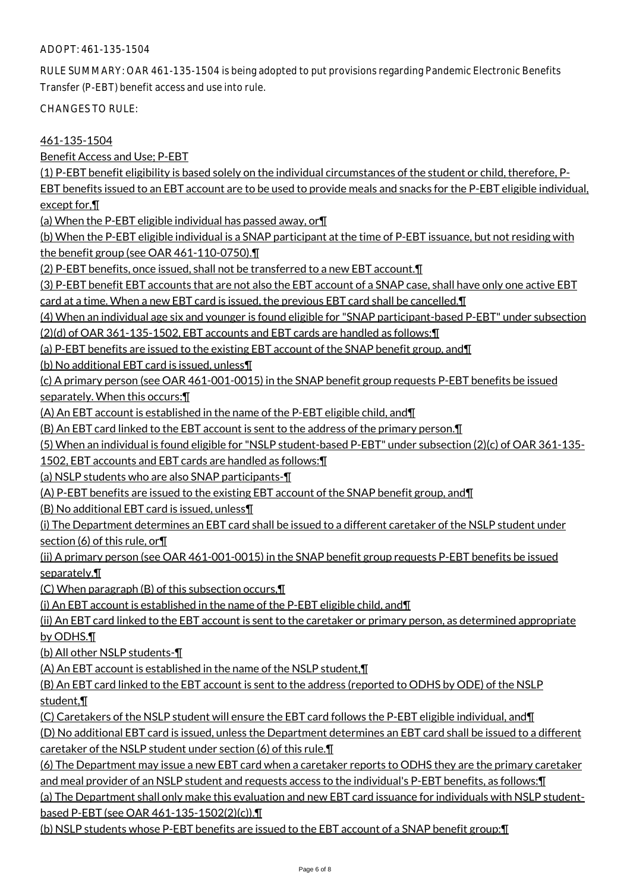ADOPT: 461-135-1504

RULE SUMMARY: OAR 461-135-1504 is being adopted to put provisions regarding Pandemic Electronic Benefits Transfer (P-EBT) benefit access and use into rule.

CHANGES TO RULE:

461-135-1504

Benefit Access and Use; P-EBT

(1) P-EBT benefit eligibility is based solely on the individual circumstances of the student or child, therefore, P-EBT benefits issued to an EBT account are to be used to provide meals and snacks for the P-EBT eligible individual, except for,¶

(a) When the P-EBT eligible individual has passed away, or¶

(b) When the P-EBT eligible individual is a SNAP participant at the time of P-EBT issuance, but not residing with the benefit group (see OAR 461-110-0750).¶

(2) P-EBT benefits, once issued, shall not be transferred to a new EBT account.¶

(3) P-EBT benefit EBT accounts that are not also the EBT account of a SNAP case, shall have only one active EBT card at a time. When a new EBT card is issued, the previous EBT card shall be cancelled.¶

(4) When an individual age six and younger is found eligible for "SNAP participant-based P-EBT" under subsection (2)(d) of OAR 361-135-1502, EBT accounts and EBT cards are handled as follows:¶

(a) P-EBT benefits are issued to the existing EBT account of the SNAP benefit group, and¶

(b) No additional EBT card is issued, unless¶

(c) A primary person (see OAR 461-001-0015) in the SNAP benefit group requests P-EBT benefits be issued separately. When this occurs:¶

(A) An EBT account is established in the name of the P-EBT eligible child, and¶

(B) An EBT card linked to the EBT account is sent to the address of the primary person.¶

(5) When an individual is found eligible for "NSLP student-based P-EBT" under subsection (2)(c) of OAR 361-135-1502, EBT accounts and EBT cards are handled as follows:¶

(a) NSLP students who are also SNAP participants-¶

(A) P-EBT benefits are issued to the existing EBT account of the SNAP benefit group, and¶

(B) No additional EBT card is issued, unless¶

(i) The Department determines an EBT card shall be issued to a different caretaker of the NSLP student under section (6) of this rule, or¶

(ii) A primary person (see OAR 461-001-0015) in the SNAP benefit group requests P-EBT benefits be issued separately.¶

(C) When paragraph (B) of this subsection occurs,¶

(i) An EBT account is established in the name of the P-EBT eligible child, and¶

(ii) An EBT card linked to the EBT account is sent to the caretaker or primary person, as determined appropriate by ODHS.¶

(b) All other NSLP students-¶

(A) An EBT account is established in the name of the NSLP student,¶

(B) An EBT card linked to the EBT account is sent to the address (reported to ODHS by ODE) of the NSLP student,¶

(C) Caretakers of the NSLP student will ensure the EBT card follows the P-EBT eligible individual, and¶

(D) No additional EBT card is issued, unless the Department determines an EBT card shall be issued to a different caretaker of the NSLP student under section (6) of this rule.¶

(6) The Department may issue a new EBT card when a caretaker reports to ODHS they are the primary caretaker and meal provider of an NSLP student and requests access to the individual's P-EBT benefits, as follows:¶

(a) The Department shall only make this evaluation and new EBT card issuance for individuals with NSLP student-based P-EBT (see OAR 461-135-1502(2)(c)).¶

(b) NSLP students whose P-EBT benefits are issued to the EBT account of a SNAP benefit group:¶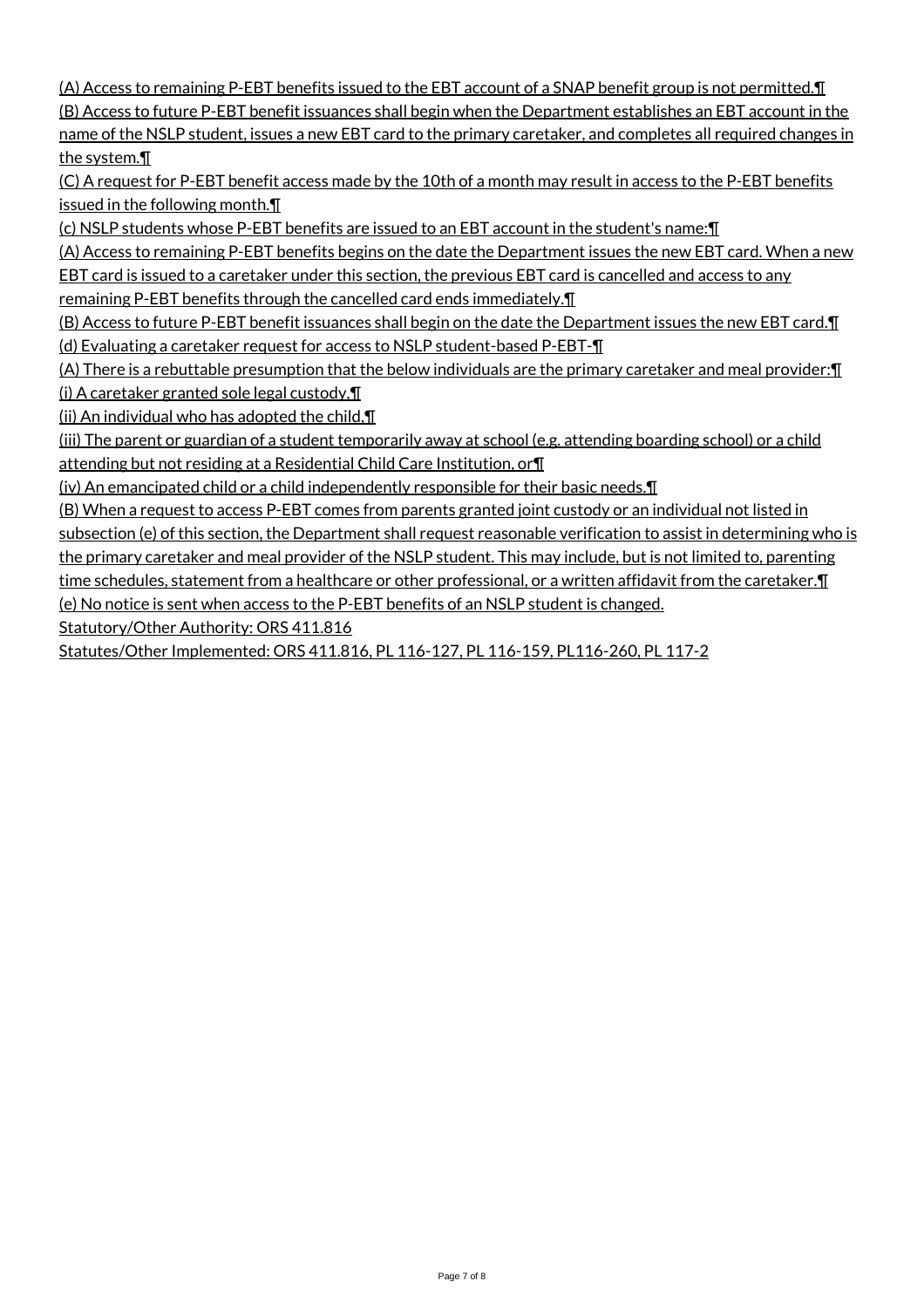(A) Access to remaining P-EBT benefits issued to the EBT account of a SNAP benefit group is not permitted.¶
(B) Access to future P-EBT benefit issuances shall begin when the Department establishes an EBT account in the name of the NSLP student, issues a new EBT card to the primary caretaker, and completes all required changes in the system.¶
(C) A request for P-EBT benefit access made by the 10th of a month may result in access to the P-EBT benefits issued in the following month.¶
(c) NSLP students whose P-EBT benefits are issued to an EBT account in the student's name:¶
(A) Access to remaining P-EBT benefits begins on the date the Department issues the new EBT card. When a new EBT card is issued to a caretaker under this section, the previous EBT card is cancelled and access to any remaining P-EBT benefits through the cancelled card ends immediately.¶
(B) Access to future P-EBT benefit issuances shall begin on the date the Department issues the new EBT card.¶
(d) Evaluating a caretaker request for access to NSLP student-based P-EBT-¶
(A) There is a rebuttable presumption that the below individuals are the primary caretaker and meal provider:¶
(i) A caretaker granted sole legal custody,¶
(ii) An individual who has adopted the child,¶
(iii) The parent or guardian of a student temporarily away at school (e.g. attending boarding school) or a child attending but not residing at a Residential Child Care Institution, or¶
(iv) An emancipated child or a child independently responsible for their basic needs.¶
(B) When a request to access P-EBT comes from parents granted joint custody or an individual not listed in subsection (e) of this section, the Department shall request reasonable verification to assist in determining who is the primary caretaker and meal provider of the NSLP student. This may include, but is not limited to, parenting time schedules, statement from a healthcare or other professional, or a written affidavit from the caretaker.¶
(e) No notice is sent when access to the P-EBT benefits of an NSLP student is changed.

Statutory/Other Authority: ORS 411.816

Statutes/Other Implemented: ORS 411.816, PL 116-127, PL 116-159, PL116-260, PL 117-2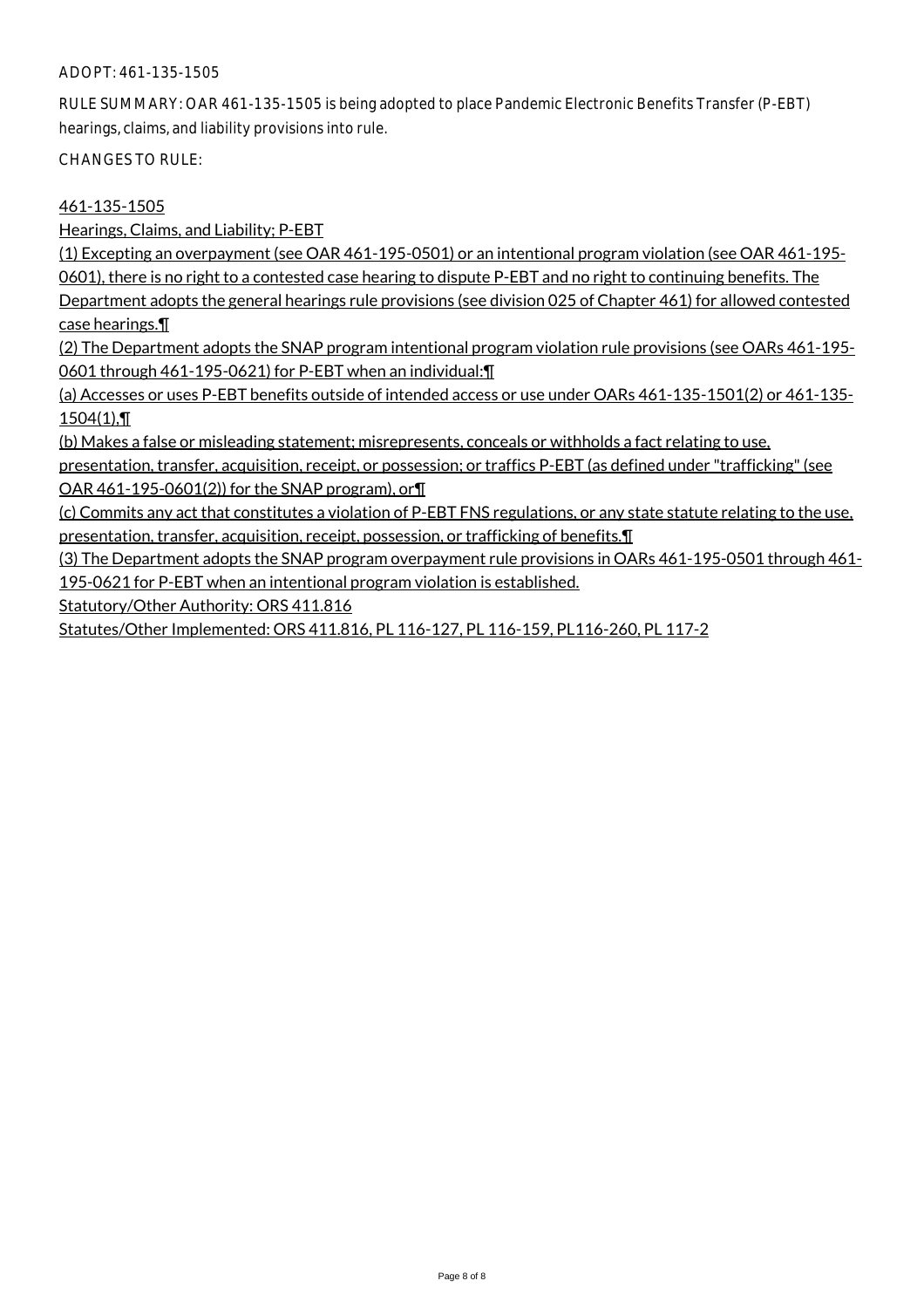ADOPT: 461-135-1505

RULE SUMMARY: OAR 461-135-1505 is being adopted to place Pandemic Electronic Benefits Transfer (P-EBT) hearings, claims, and liability provisions into rule.

CHANGES TO RULE:

461-135-1505

Hearings, Claims, and Liability; P-EBT

(1) Excepting an overpayment (see OAR 461-195-0501) or an intentional program violation (see OAR 461-195-0601), there is no right to a contested case hearing to dispute P-EBT and no right to continuing benefits. The Department adopts the general hearings rule provisions (see division 025 of Chapter 461) for allowed contested case hearings.¶

(2) The Department adopts the SNAP program intentional program violation rule provisions (see OARs 461-195-0601 through 461-195-0621) for P-EBT when an individual:¶

(a) Accesses or uses P-EBT benefits outside of intended access or use under OARs 461-135-1501(2) or 461-135-1504(1),¶

(b) Makes a false or misleading statement; misrepresents, conceals or withholds a fact relating to use, presentation, transfer, acquisition, receipt, or possession; or traffics P-EBT (as defined under "trafficking" (see OAR 461-195-0601(2)) for the SNAP program), or¶

(c) Commits any act that constitutes a violation of P-EBT FNS regulations, or any state statute relating to the use, presentation, transfer, acquisition, receipt, possession, or trafficking of benefits.¶

(3) The Department adopts the SNAP program overpayment rule provisions in OARs 461-195-0501 through 461-195-0621 for P-EBT when an intentional program violation is established.

Statutory/Other Authority: ORS 411.816

Statutes/Other Implemented: ORS 411.816, PL 116-127, PL 116-159, PL116-260, PL 117-2